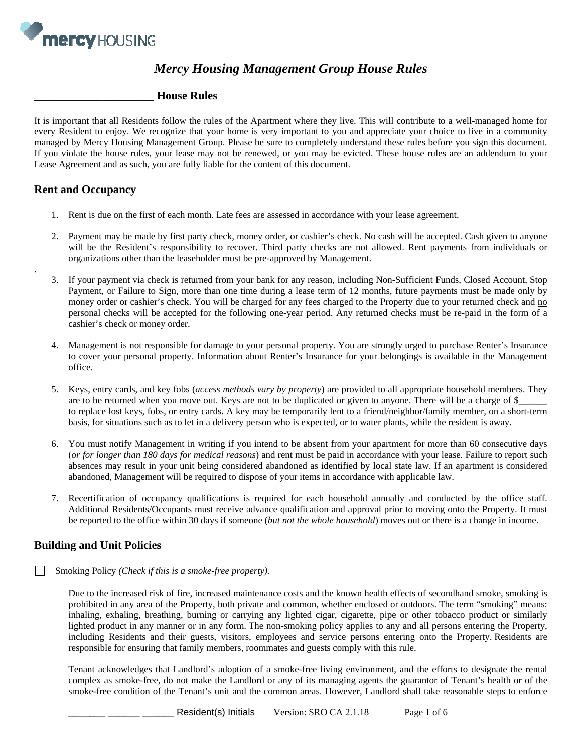# *Mercy Housing Management Group House Rules*

## ______________________ House Rules

It is important that all Residents follow the rules of the Apartment where they live. This will contribute to a well-managed home for every Resident to enjoy. We recognize that your home is very important to you and appreciate your choice to live in a community managed by Mercy Housing Management Group. Please be sure to completely understand these rules before you sign this document. If you violate the house rules, your lease may not be renewed, or you may be evicted. These house rules are an addendum to your Lease Agreement and as such, you are fully liable for the content of this document.

### Rent and Occupancy

1. Rent is due on the first of each month. Late fees are assessed in accordance with your lease agreement.

2. Payment may be made by first party check, money order, or cashier's check. No cash will be accepted. Cash given to anyone will be the Resident's responsibility to recover. Third party checks are not allowed. Rent payments from individuals or organizations other than the leaseholder must be pre-approved by Management.

3. If your payment via check is returned from your bank for any reason, including Non-Sufficient Funds, Closed Account, Stop Payment, or Failure to Sign, more than one time during a lease term of 12 months, future payments must be made only by money order or cashier's check. You will be charged for any fees charged to the Property due to your returned check and no personal checks will be accepted for the following one-year period. Any returned checks must be re-paid in the form of a cashier's check or money order.

4. Management is not responsible for damage to your personal property. You are strongly urged to purchase Renter's Insurance to cover your personal property. Information about Renter's Insurance for your belongings is available in the Management office.

5. Keys, entry cards, and key fobs (*access methods vary by property*) are provided to all appropriate household members. They are to be returned when you move out. Keys are not to be duplicated or given to anyone. There will be a charge of $______ to replace lost keys, fobs, or entry cards. A key may be temporarily lent to a friend/neighbor/family member, on a short-term basis, for situations such as to let in a delivery person who is expected, or to water plants, while the resident is away.

6. You must notify Management in writing if you intend to be absent from your apartment for more than 60 consecutive days (*or for longer than 180 days for medical reasons*) and rent must be paid in accordance with your lease. Failure to report such absences may result in your unit being considered abandoned as identified by local state law. If an apartment is considered abandoned, Management will be required to dispose of your items in accordance with applicable law.

7. Recertification of occupancy qualifications is required for each household annually and conducted by the office staff. Additional Residents/Occupants must receive advance qualification and approval prior to moving onto the Property. It must be reported to the office within 30 days if someone (*but not the whole household*) moves out or there is a change in income.

### Building and Unit Policies

☐ Smoking Policy *(Check if this is a smoke-free property).*

Due to the increased risk of fire, increased maintenance costs and the known health effects of secondhand smoke, smoking is prohibited in any area of the Property, both private and common, whether enclosed or outdoors. The term "smoking" means: inhaling, exhaling, breathing, burning or carrying any lighted cigar, cigarette, pipe or other tobacco product or similarly lighted product in any manner or in any form. The non-smoking policy applies to any and all persons entering the Property, including Residents and their guests, visitors, employees and service persons entering onto the Property. Residents are responsible for ensuring that family members, roommates and guests comply with this rule.

Tenant acknowledges that Landlord's adoption of a smoke-free living environment, and the efforts to designate the rental complex as smoke-free, do not make the Landlord or any of its managing agents the guarantor of Tenant's health or of the smoke-free condition of the Tenant's unit and the common areas. However, Landlord shall take reasonable steps to enforce

_______ ______ ______ Resident(s) Initials Version: SRO CA 2.1.18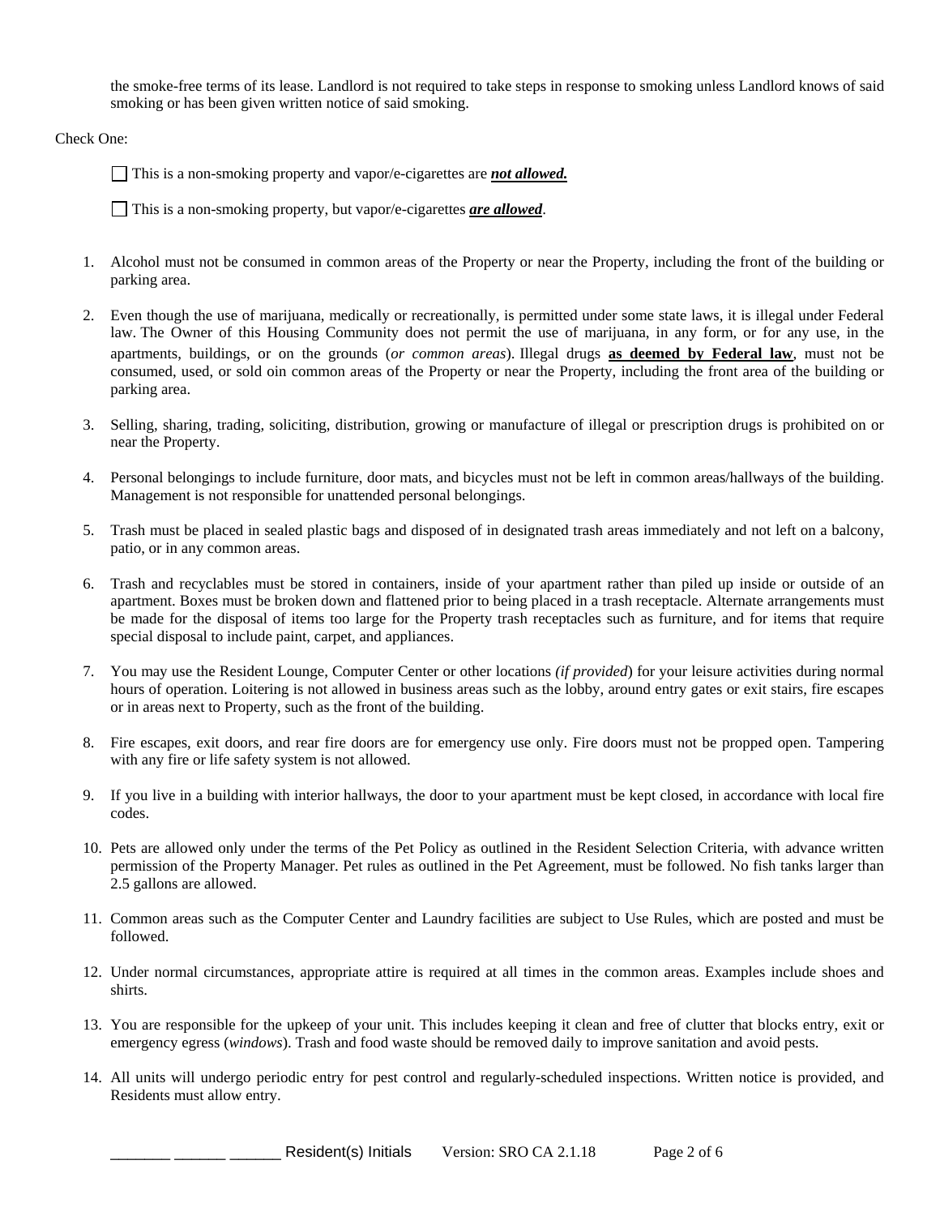the smoke-free terms of its lease. Landlord is not required to take steps in response to smoking unless Landlord knows of said smoking or has been given written notice of said smoking.

Check One:

☐ This is a non-smoking property and vapor/e-cigarettes are ***not allowed.***

☐ This is a non-smoking property, but vapor/e-cigarettes ***are allowed***.

1. Alcohol must not be consumed in common areas of the Property or near the Property, including the front of the building or parking area.

2. Even though the use of marijuana, medically or recreationally, is permitted under some state laws, it is illegal under Federal law. The Owner of this Housing Community does not permit the use of marijuana, in any form, or for any use, in the apartments, buildings, or on the grounds (*or common areas*). Illegal drugs **as deemed by Federal law**, must not be consumed, used, or sold oin common areas of the Property or near the Property, including the front area of the building or parking area.

3. Selling, sharing, trading, soliciting, distribution, growing or manufacture of illegal or prescription drugs is prohibited on or near the Property.

4. Personal belongings to include furniture, door mats, and bicycles must not be left in common areas/hallways of the building. Management is not responsible for unattended personal belongings.

5. Trash must be placed in sealed plastic bags and disposed of in designated trash areas immediately and not left on a balcony, patio, or in any common areas.

6. Trash and recyclables must be stored in containers, inside of your apartment rather than piled up inside or outside of an apartment. Boxes must be broken down and flattened prior to being placed in a trash receptacle. Alternate arrangements must be made for the disposal of items too large for the Property trash receptacles such as furniture, and for items that require special disposal to include paint, carpet, and appliances.

7. You may use the Resident Lounge, Computer Center or other locations *(if provided*) for your leisure activities during normal hours of operation. Loitering is not allowed in business areas such as the lobby, around entry gates or exit stairs, fire escapes or in areas next to Property, such as the front of the building.

8. Fire escapes, exit doors, and rear fire doors are for emergency use only. Fire doors must not be propped open. Tampering with any fire or life safety system is not allowed.

9. If you live in a building with interior hallways, the door to your apartment must be kept closed, in accordance with local fire codes.

10. Pets are allowed only under the terms of the Pet Policy as outlined in the Resident Selection Criteria, with advance written permission of the Property Manager. Pet rules as outlined in the Pet Agreement, must be followed. No fish tanks larger than 2.5 gallons are allowed.

11. Common areas such as the Computer Center and Laundry facilities are subject to Use Rules, which are posted and must be followed.

12. Under normal circumstances, appropriate attire is required at all times in the common areas. Examples include shoes and shirts.

13. You are responsible for the upkeep of your unit. This includes keeping it clean and free of clutter that blocks entry, exit or emergency egress (*windows*). Trash and food waste should be removed daily to improve sanitation and avoid pests.

14. All units will undergo periodic entry for pest control and regularly-scheduled inspections. Written notice is provided, and Residents must allow entry.

_______ ______ ______ Resident(s) Initials Version: SRO CA 2.1.18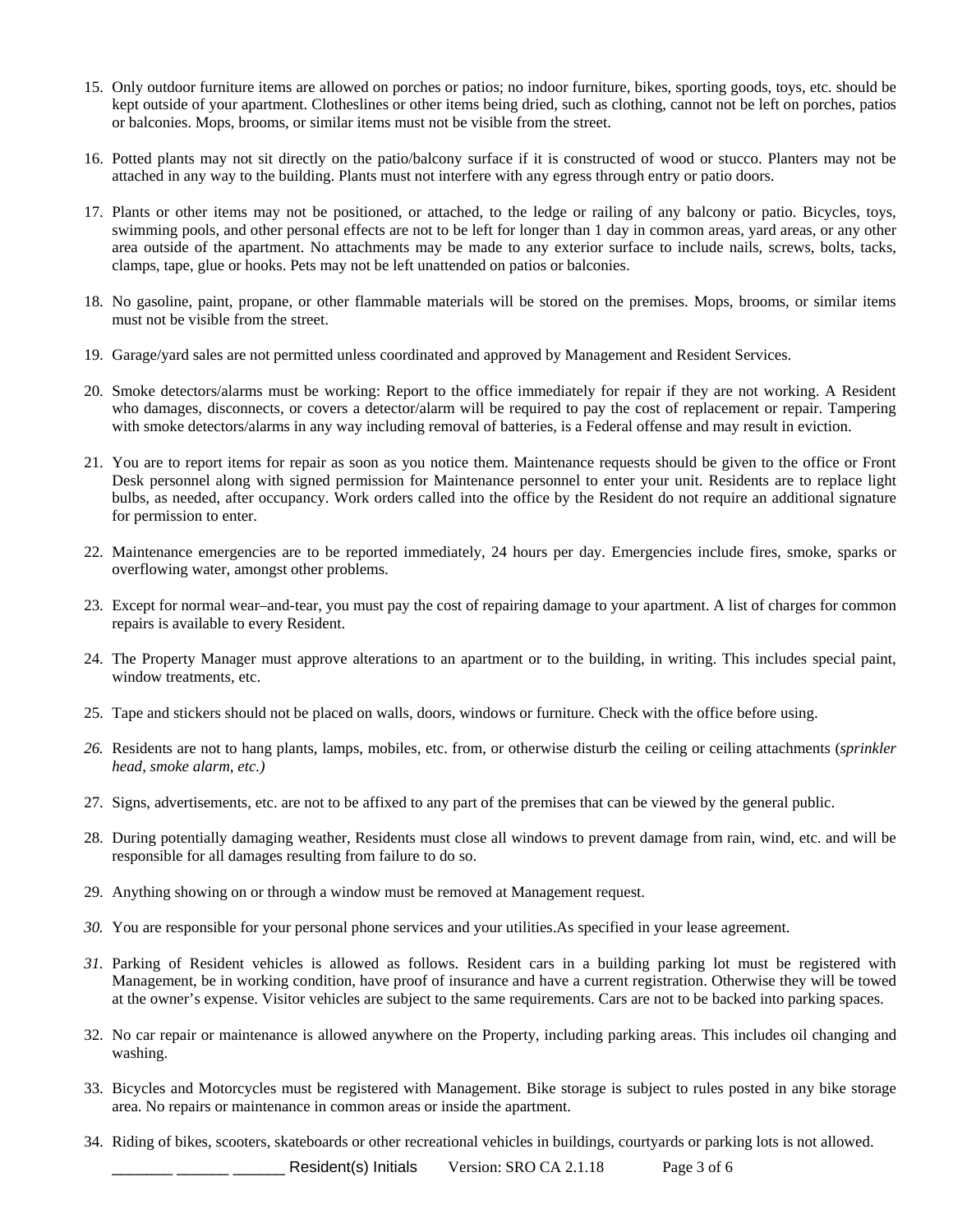15. Only outdoor furniture items are allowed on porches or patios; no indoor furniture, bikes, sporting goods, toys, etc. should be kept outside of your apartment. Clotheslines or other items being dried, such as clothing, cannot not be left on porches, patios or balconies. Mops, brooms, or similar items must not be visible from the street.

16. Potted plants may not sit directly on the patio/balcony surface if it is constructed of wood or stucco. Planters may not be attached in any way to the building. Plants must not interfere with any egress through entry or patio doors.

17. Plants or other items may not be positioned, or attached, to the ledge or railing of any balcony or patio. Bicycles, toys, swimming pools, and other personal effects are not to be left for longer than 1 day in common areas, yard areas, or any other area outside of the apartment. No attachments may be made to any exterior surface to include nails, screws, bolts, tacks, clamps, tape, glue or hooks. Pets may not be left unattended on patios or balconies.

18. No gasoline, paint, propane, or other flammable materials will be stored on the premises. Mops, brooms, or similar items must not be visible from the street.

19. Garage/yard sales are not permitted unless coordinated and approved by Management and Resident Services.

20. Smoke detectors/alarms must be working: Report to the office immediately for repair if they are not working. A Resident who damages, disconnects, or covers a detector/alarm will be required to pay the cost of replacement or repair. Tampering with smoke detectors/alarms in any way including removal of batteries, is a Federal offense and may result in eviction.

21. You are to report items for repair as soon as you notice them. Maintenance requests should be given to the office or Front Desk personnel along with signed permission for Maintenance personnel to enter your unit. Residents are to replace light bulbs, as needed, after occupancy. Work orders called into the office by the Resident do not require an additional signature for permission to enter.

22. Maintenance emergencies are to be reported immediately, 24 hours per day. Emergencies include fires, smoke, sparks or overflowing water, amongst other problems.

23. Except for normal wear–and-tear, you must pay the cost of repairing damage to your apartment. A list of charges for common repairs is available to every Resident.

24. The Property Manager must approve alterations to an apartment or to the building, in writing. This includes special paint, window treatments, etc.

25. Tape and stickers should not be placed on walls, doors, windows or furniture. Check with the office before using.

26. Residents are not to hang plants, lamps, mobiles, etc. from, or otherwise disturb the ceiling or ceiling attachments (*sprinkler head, smoke alarm, etc.)*

27. Signs, advertisements, etc. are not to be affixed to any part of the premises that can be viewed by the general public.

28. During potentially damaging weather, Residents must close all windows to prevent damage from rain, wind, etc. and will be responsible for all damages resulting from failure to do so.

29. Anything showing on or through a window must be removed at Management request.

30. You are responsible for your personal phone services and your utilities.As specified in your lease agreement.

31. Parking of Resident vehicles is allowed as follows. Resident cars in a building parking lot must be registered with Management, be in working condition, have proof of insurance and have a current registration. Otherwise they will be towed at the owner's expense. Visitor vehicles are subject to the same requirements. Cars are not to be backed into parking spaces.

32. No car repair or maintenance is allowed anywhere on the Property, including parking areas. This includes oil changing and washing.

33. Bicycles and Motorcycles must be registered with Management. Bike storage is subject to rules posted in any bike storage area. No repairs or maintenance in common areas or inside the apartment.

34. Riding of bikes, scooters, skateboards or other recreational vehicles in buildings, courtyards or parking lots is not allowed.

_______ ______ ______ Resident(s) Initials Version: SRO CA 2.1.18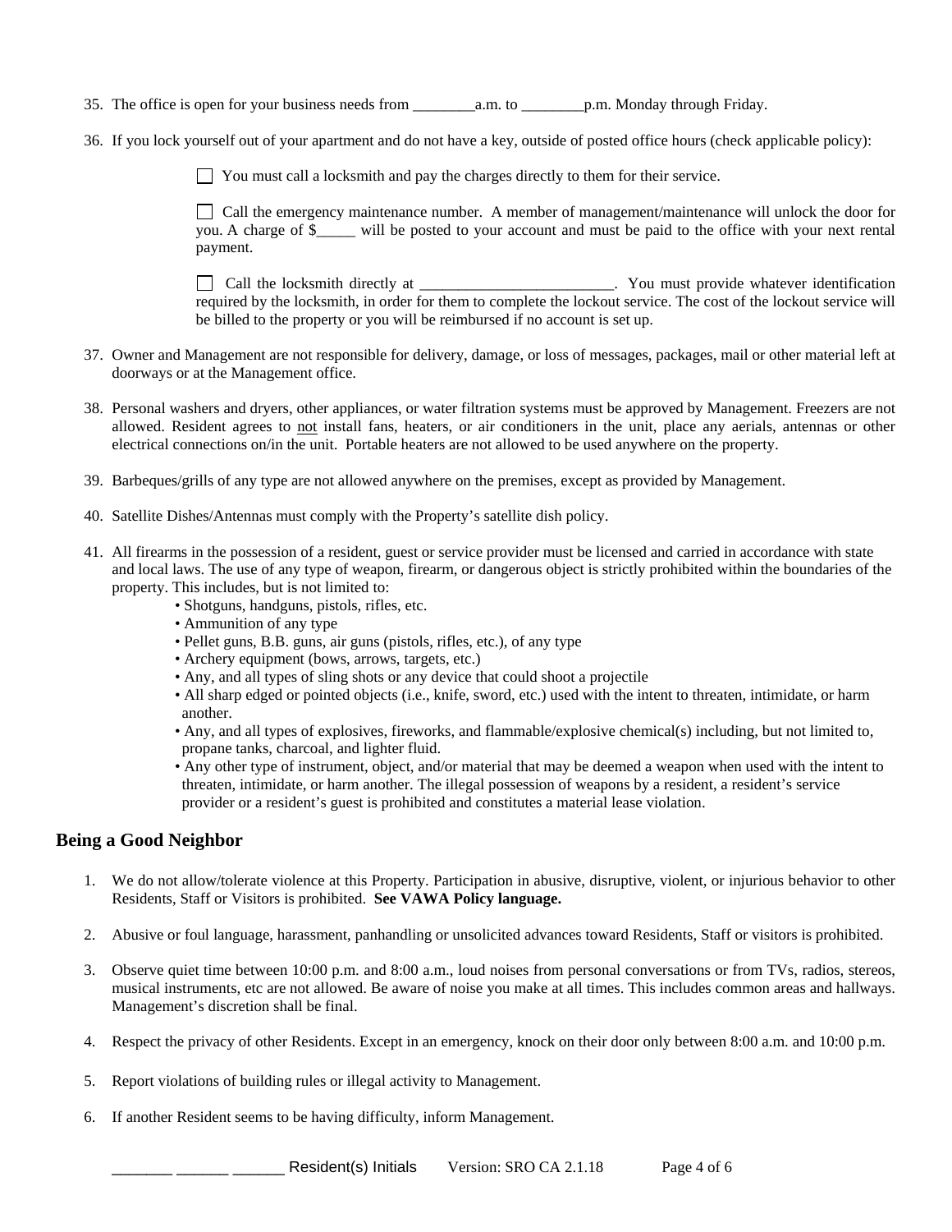35. The office is open for your business needs from ________a.m. to ________p.m. Monday through Friday.

36. If you lock yourself out of your apartment and do not have a key, outside of posted office hours (check applicable policy):

    ☐ You must call a locksmith and pay the charges directly to them for their service.

    ☐ Call the emergency maintenance number. A member of management/maintenance will unlock the door for you. A charge of $_____ will be posted to your account and must be paid to the office with your next rental payment.

    ☐ Call the locksmith directly at _________________________. You must provide whatever identification required by the locksmith, in order for them to complete the lockout service. The cost of the lockout service will be billed to the property or you will be reimbursed if no account is set up.

37. Owner and Management are not responsible for delivery, damage, or loss of messages, packages, mail or other material left at doorways or at the Management office.

38. Personal washers and dryers, other appliances, or water filtration systems must be approved by Management. Freezers are not allowed. Resident agrees to <u>not</u> install fans, heaters, or air conditioners in the unit, place any aerials, antennas or other electrical connections on/in the unit. Portable heaters are not allowed to be used anywhere on the property.

39. Barbeques/grills of any type are not allowed anywhere on the premises, except as provided by Management.

40. Satellite Dishes/Antennas must comply with the Property's satellite dish policy.

41. All firearms in the possession of a resident, guest or service provider must be licensed and carried in accordance with state and local laws. The use of any type of weapon, firearm, or dangerous object is strictly prohibited within the boundaries of the property. This includes, but is not limited to:
    - Shotguns, handguns, pistols, rifles, etc.
    - Ammunition of any type
    - Pellet guns, B.B. guns, air guns (pistols, rifles, etc.), of any type
    - Archery equipment (bows, arrows, targets, etc.)
    - Any, and all types of sling shots or any device that could shoot a projectile
    - All sharp edged or pointed objects (i.e., knife, sword, etc.) used with the intent to threaten, intimidate, or harm another.
    - Any, and all types of explosives, fireworks, and flammable/explosive chemical(s) including, but not limited to, propane tanks, charcoal, and lighter fluid.
    - Any other type of instrument, object, and/or material that may be deemed a weapon when used with the intent to threaten, intimidate, or harm another. The illegal possession of weapons by a resident, a resident's service provider or a resident's guest is prohibited and constitutes a material lease violation.

## Being a Good Neighbor

1. We do not allow/tolerate violence at this Property. Participation in abusive, disruptive, violent, or injurious behavior to other Residents, Staff or Visitors is prohibited. **See VAWA Policy language.**

2. Abusive or foul language, harassment, panhandling or unsolicited advances toward Residents, Staff or visitors is prohibited.

3. Observe quiet time between 10:00 p.m. and 8:00 a.m., loud noises from personal conversations or from TVs, radios, stereos, musical instruments, etc are not allowed. Be aware of noise you make at all times. This includes common areas and hallways. Management's discretion shall be final.

4. Respect the privacy of other Residents. Except in an emergency, knock on their door only between 8:00 a.m. and 10:00 p.m.

5. Report violations of building rules or illegal activity to Management.

6. If another Resident seems to be having difficulty, inform Management.

_______ ______ ______ Resident(s) Initials Version: SRO CA 2.1.18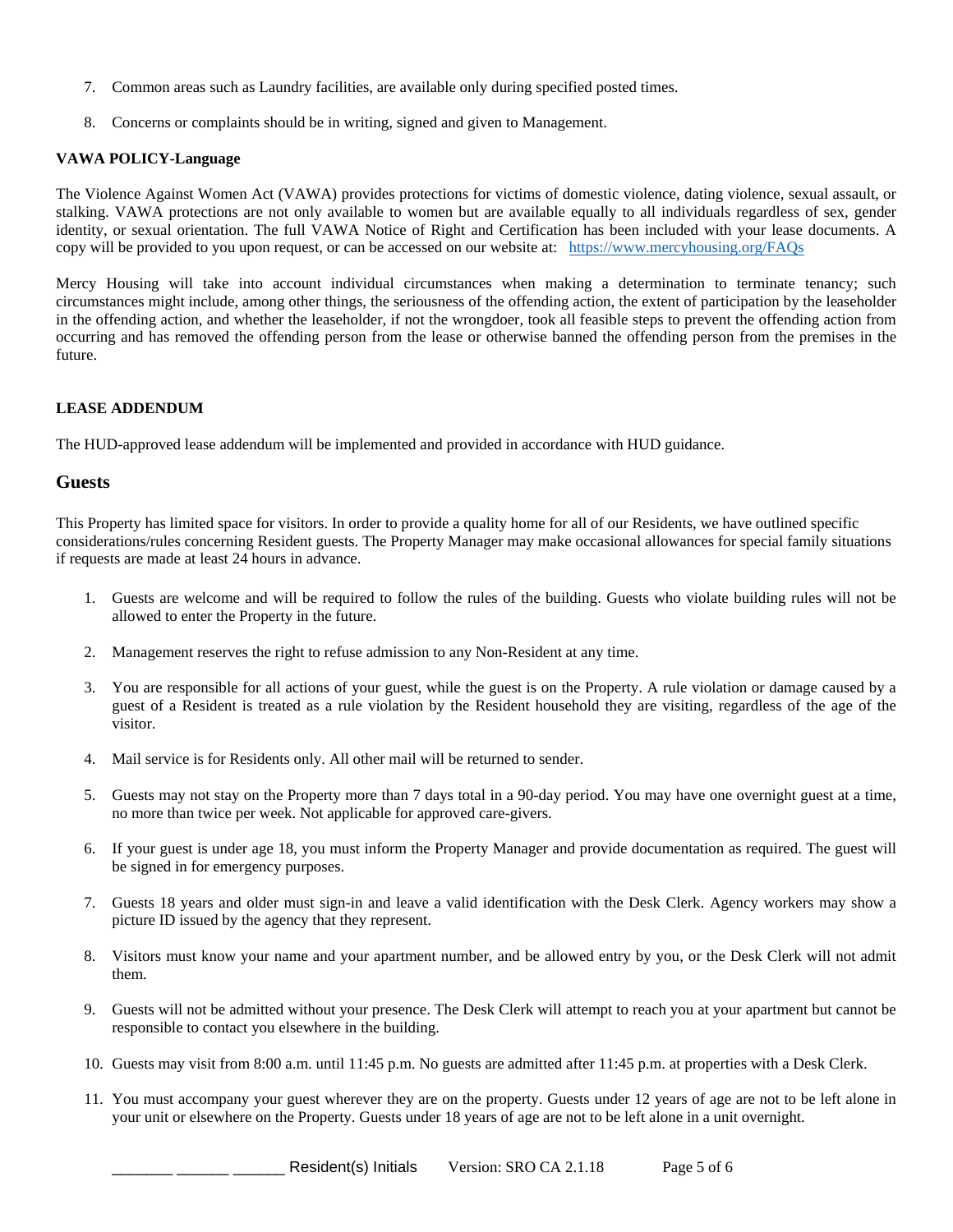7. Common areas such as Laundry facilities, are available only during specified posted times.

8. Concerns or complaints should be in writing, signed and given to Management.

**VAWA POLICY-Language**

The Violence Against Women Act (VAWA) provides protections for victims of domestic violence, dating violence, sexual assault, or stalking. VAWA protections are not only available to women but are available equally to all individuals regardless of sex, gender identity, or sexual orientation. The full VAWA Notice of Right and Certification has been included with your lease documents. A copy will be provided to you upon request, or can be accessed on our website at: https://www.mercyhousing.org/FAQs

Mercy Housing will take into account individual circumstances when making a determination to terminate tenancy; such circumstances might include, among other things, the seriousness of the offending action, the extent of participation by the leaseholder in the offending action, and whether the leaseholder, if not the wrongdoer, took all feasible steps to prevent the offending action from occurring and has removed the offending person from the lease or otherwise banned the offending person from the premises in the future.

**LEASE ADDENDUM**

The HUD-approved lease addendum will be implemented and provided in accordance with HUD guidance.

## Guests

This Property has limited space for visitors. In order to provide a quality home for all of our Residents, we have outlined specific considerations/rules concerning Resident guests. The Property Manager may make occasional allowances for special family situations if requests are made at least 24 hours in advance.

1. Guests are welcome and will be required to follow the rules of the building. Guests who violate building rules will not be allowed to enter the Property in the future.

2. Management reserves the right to refuse admission to any Non-Resident at any time.

3. You are responsible for all actions of your guest, while the guest is on the Property. A rule violation or damage caused by a guest of a Resident is treated as a rule violation by the Resident household they are visiting, regardless of the age of the visitor.

4. Mail service is for Residents only. All other mail will be returned to sender.

5. Guests may not stay on the Property more than 7 days total in a 90-day period. You may have one overnight guest at a time, no more than twice per week. Not applicable for approved care-givers.

6. If your guest is under age 18, you must inform the Property Manager and provide documentation as required. The guest will be signed in for emergency purposes.

7. Guests 18 years and older must sign-in and leave a valid identification with the Desk Clerk. Agency workers may show a picture ID issued by the agency that they represent.

8. Visitors must know your name and your apartment number, and be allowed entry by you, or the Desk Clerk will not admit them.

9. Guests will not be admitted without your presence. The Desk Clerk will attempt to reach you at your apartment but cannot be responsible to contact you elsewhere in the building.

10. Guests may visit from 8:00 a.m. until 11:45 p.m. No guests are admitted after 11:45 p.m. at properties with a Desk Clerk.

11. You must accompany your guest wherever they are on the property. Guests under 12 years of age are not to be left alone in your unit or elsewhere on the Property. Guests under 18 years of age are not to be left alone in a unit overnight.

_______ ______ ______ Resident(s) Initials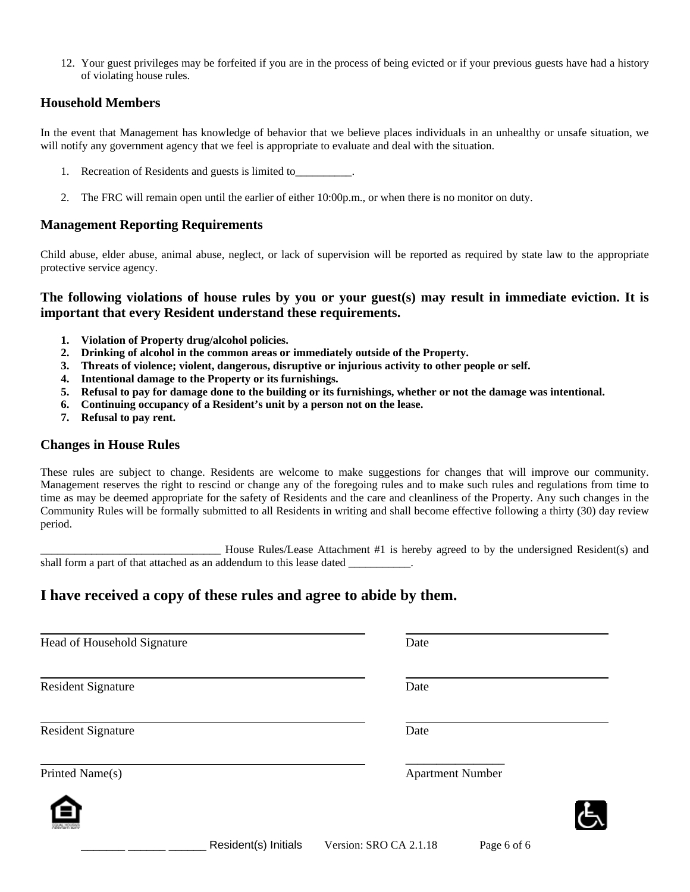12. Your guest privileges may be forfeited if you are in the process of being evicted or if your previous guests have had a history of violating house rules.

### Household Members

In the event that Management has knowledge of behavior that we believe places individuals in an unhealthy or unsafe situation, we will notify any government agency that we feel is appropriate to evaluate and deal with the situation.

1. Recreation of Residents and guests is limited to__________.
2. The FRC will remain open until the earlier of either 10:00p.m., or when there is no monitor on duty.

### Management Reporting Requirements

Child abuse, elder abuse, animal abuse, neglect, or lack of supervision will be reported as required by state law to the appropriate protective service agency.

### The following violations of house rules by you or your guest(s) may result in immediate eviction. It is important that every Resident understand these requirements.

1. **Violation of Property drug/alcohol policies.**
2. **Drinking of alcohol in the common areas or immediately outside of the Property.**
3. **Threats of violence; violent, dangerous, disruptive or injurious activity to other people or self.**
4. **Intentional damage to the Property or its furnishings.**
5. **Refusal to pay for damage done to the building or its furnishings, whether or not the damage was intentional.**
6. **Continuing occupancy of a Resident's unit by a person not on the lease.**
7. **Refusal to pay rent.**

### Changes in House Rules

These rules are subject to change. Residents are welcome to make suggestions for changes that will improve our community. Management reserves the right to rescind or change any of the foregoing rules and to make such rules and regulations from time to time as may be deemed appropriate for the safety of Residents and the care and cleanliness of the Property. Any such changes in the Community Rules will be formally submitted to all Residents in writing and shall become effective following a thirty (30) day review period.

_______________________________ House Rules/Lease Attachment #1 is hereby agreed to by the undersigned Resident(s) and shall form a part of that attached as an addendum to this lease dated ___________.

## I have received a copy of these rules and agree to abide by them.

_______________________________________ Head of Household Signature

_______________________ Date

_______________________________________ Resident Signature

_______________________ Date

_______________________________________ Resident Signature

_______________________ Date

_______________________________________ Printed Name(s)

________________ Apartment Number

_______ ______ ______ Resident(s) Initials Version: SRO CA 2.1.18